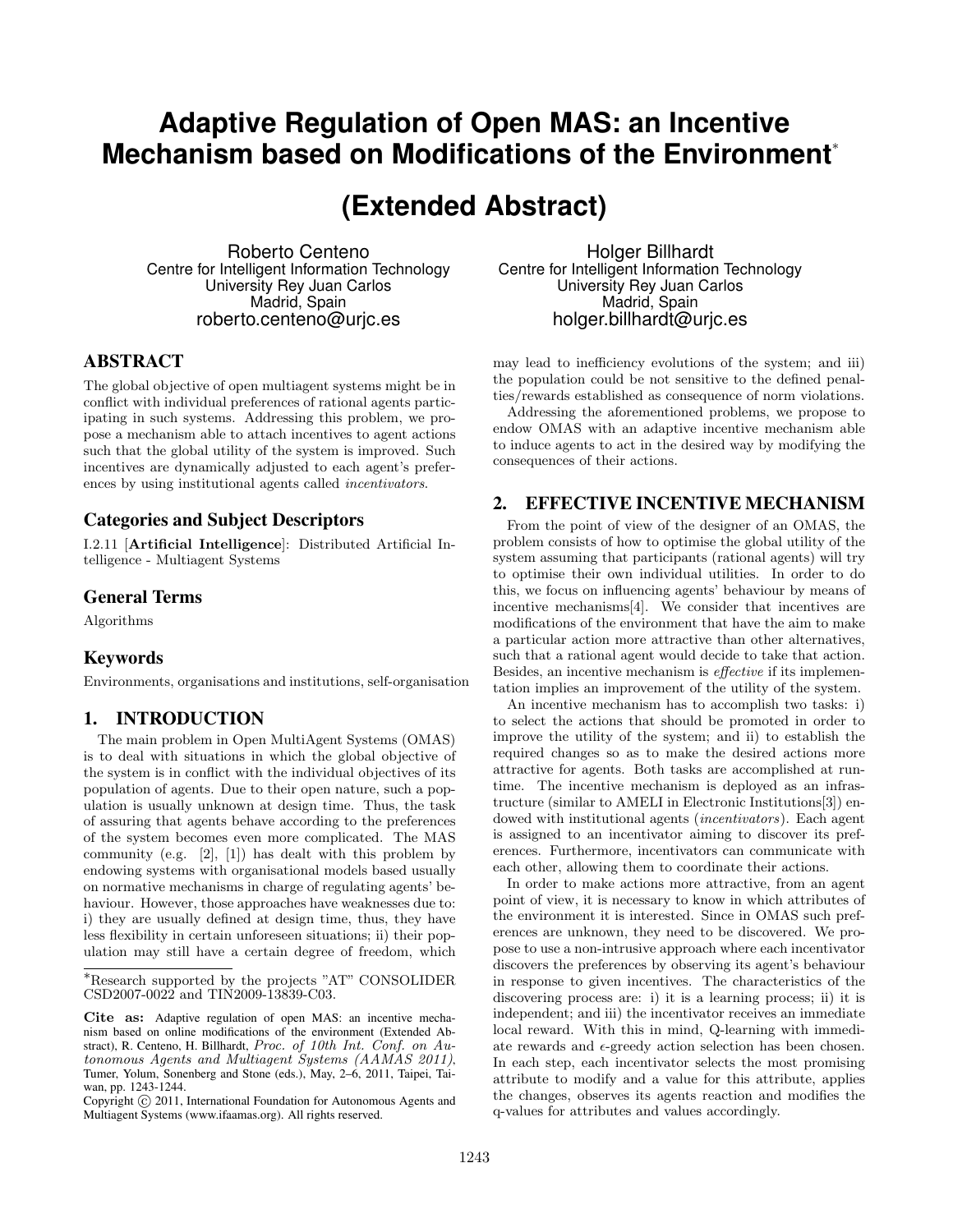# Adaptive Regulation of Open MAS: an Incentive Mechanism based on Modifications of the Environment*

## (Extended Abstract)

Roberto Centeno
Centre for Intelligent Information Technology
University Rey Juan Carlos
Madrid, Spain
roberto.centeno@urjc.es

Holger Billhardt
Centre for Intelligent Information Technology
University Rey Juan Carlos
Madrid, Spain
holger.billhardt@urjc.es

## ABSTRACT

The global objective of open multiagent systems might be in conflict with individual preferences of rational agents participating in such systems. Addressing this problem, we propose a mechanism able to attach incentives to agent actions such that the global utility of the system is improved. Such incentives are dynamically adjusted to each agent's preferences by using institutional agents called *incentivators*.

### Categories and Subject Descriptors

I.2.11 [**Artificial Intelligence**]: Distributed Artificial Intelligence - Multiagent Systems

### General Terms

Algorithms

### Keywords

Environments, organisations and institutions, self-organisation

## 1. INTRODUCTION

The main problem in Open MultiAgent Systems (OMAS) is to deal with situations in which the global objective of the system is in conflict with the individual objectives of its population of agents. Due to their open nature, such a population is usually unknown at design time. Thus, the task of assuring that agents behave according to the preferences of the system becomes even more complicated. The MAS community (e.g. [2], [1]) has dealt with this problem by endowing systems with organisational models based usually on normative mechanisms in charge of regulating agents' behaviour. However, those approaches have weaknesses due to: i) they are usually defined at design time, thus, they have less flexibility in certain unforeseen situations; ii) their population may still have a certain degree of freedom, which may lead to inefficiency evolutions of the system; and iii) the population could be not sensitive to the defined penalties/rewards established as consequence of norm violations.

Addressing the aforementioned problems, we propose to endow OMAS with an adaptive incentive mechanism able to induce agents to act in the desired way by modifying the consequences of their actions.

## 2. EFFECTIVE INCENTIVE MECHANISM

From the point of view of the designer of an OMAS, the problem consists of how to optimise the global utility of the system assuming that participants (rational agents) will try to optimise their own individual utilities. In order to do this, we focus on influencing agents' behaviour by means of incentive mechanisms[4]. We consider that incentives are modifications of the environment that have the aim to make a particular action more attractive than other alternatives, such that a rational agent would decide to take that action. Besides, an incentive mechanism is *effective* if its implementation implies an improvement of the utility of the system.

An incentive mechanism has to accomplish two tasks: i) to select the actions that should be promoted in order to improve the utility of the system; and ii) to establish the required changes so as to make the desired actions more attractive for agents. Both tasks are accomplished at runtime. The incentive mechanism is deployed as an infrastructure (similar to AMELI in Electronic Institutions[3]) endowed with institutional agents (*incentivators*). Each agent is assigned to an incentivator aiming to discover its preferences. Furthermore, incentivators can communicate with each other, allowing them to coordinate their actions.

In order to make actions more attractive, from an agent point of view, it is necessary to know in which attributes of the environment it is interested. Since in OMAS such preferences are unknown, they need to be discovered. We propose to use a non-intrusive approach where each incentivator discovers the preferences by observing its agent's behaviour in response to given incentives. The characteristics of the discovering process are: i) it is a learning process; ii) it is independent; and iii) the incentivator receives an immediate local reward. With this in mind, Q-learning with immediate rewards and $\epsilon$-greedy action selection has been chosen. In each step, each incentivator selects the most promising attribute to modify and a value for this attribute, applies the changes, observes its agents reaction and modifies the q-values for attributes and values accordingly.

---

*Research supported by the projects "AT" CONSOLIDER CSD2007-0022 and TIN2009-13839-C03.

**Cite as:** Adaptive regulation of open MAS: an incentive mechanism based on online modifications of the environment (Extended Abstract), R. Centeno, H. Billhardt, *Proc. of 10th Int. Conf. on Autonomous Agents and Multiagent Systems (AAMAS 2011)*, Tumer, Yolum, Sonenberg and Stone (eds.), May, 2–6, 2011, Taipei, Taiwan, pp. 1243-1244.

Copyright © 2011, International Foundation for Autonomous Agents and Multiagent Systems (www.ifaamas.org). All rights reserved.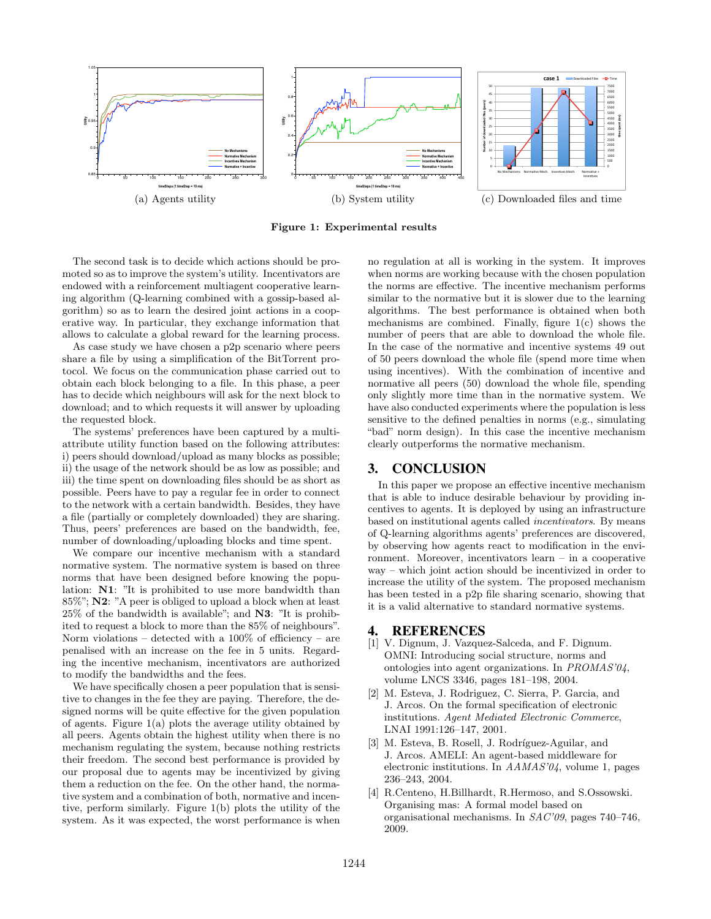1.05

1

0.95

0.9

0.85

Utility

0 50 100 150 200 250 300

timeSteps (1 timeStep = 10 ms)

No Mechanisms
Normative Mechanism
Incentives Mechanism
Normative + Incentive

(a) Agents utility

1

0.8

0.6

0.4

0.2

0

Utility

0 50 100 150 200 250 300 350 400 450

timeSteps (1 timeStep = 10 ms)

No Mechanisms
Normative Mechanism
Incentive Mechanism
Normative + Incentive

(b) System utility

case 1

Downloaded Files
Time

Number of downloaded files (peers)

50 45 40 35 30 25 20 15 10 5 0

time spent (ms)

7500 7000 6500 6000 5500 5000 4500 4000 3500 3000 2500 2000 1500 1000 500 0

No Mechanisms
Normative Mech.
Incentives Mech.
Normative + Incentives

(c) Downloaded files and time

**Figure 1: Experimental results**

The second task is to decide which actions should be promoted so as to improve the system's utility. Incentivators are endowed with a reinforcement multiagent cooperative learning algorithm (Q-learning combined with a gossip-based algorithm) so as to learn the desired joint actions in a cooperative way. In particular, they exchange information that allows to calculate a global reward for the learning process.

As case study we have chosen a p2p scenario where peers share a file by using a simplification of the BitTorrent protocol. We focus on the communication phase carried out to obtain each block belonging to a file. In this phase, a peer has to decide which neighbours will ask for the next block to download; and to which requests it will answer by uploading the requested block.

The systems' preferences have been captured by a multi-attribute utility function based on the following attributes: i) peers should download/upload as many blocks as possible; ii) the usage of the network should be as low as possible; and iii) the time spent on downloading files should be as short as possible. Peers have to pay a regular fee in order to connect to the network with a certain bandwidth. Besides, they have a file (partially or completely downloaded) they are sharing. Thus, peers' preferences are based on the bandwidth, fee, number of downloading/uploading blocks and time spent.

We compare our incentive mechanism with a standard normative system. The normative system is based on three norms that have been designed before knowing the population: **N1**: "It is prohibited to use more bandwidth than 85%"; **N2**: "A peer is obliged to upload a block when at least 25% of the bandwidth is available"; and **N3**: "It is prohibited to request a block to more than the 85% of neighbours". Norm violations – detected with a 100% of efficiency – are penalised with an increase on the fee in 5 units. Regarding the incentive mechanism, incentivators are authorized to modify the bandwidths and the fees.

We have specifically chosen a peer population that is sensitive to changes in the fee they are paying. Therefore, the designed norms will be quite effective for the given population of agents. Figure 1(a) plots the average utility obtained by all peers. Agents obtain the highest utility when there is no mechanism regulating the system, because nothing restricts their freedom. The second best performance is provided by our proposal due to agents may be incentivized by giving them a reduction on the fee. On the other hand, the normative system and a combination of both, normative and incentive, perform similarly. Figure 1(b) plots the utility of the system. As it was expected, the worst performance is when no regulation at all is working in the system. It improves when norms are working because with the chosen population the norms are effective. The incentive mechanism performs similar to the normative but it is slower due to the learning algorithms. The best performance is obtained when both mechanisms are combined. Finally, figure 1(c) shows the number of peers that are able to download the whole file. In the case of the normative and incentive systems 49 out of 50 peers download the whole file (spend more time when using incentives). With the combination of incentive and normative all peers (50) download the whole file, spending only slightly more time than in the normative system. We have also conducted experiments where the population is less sensitive to the defined penalties in norms (e.g., simulating "bad" norm design). In this case the incentive mechanism clearly outperforms the normative mechanism.

## 3. CONCLUSION

In this paper we propose an effective incentive mechanism that is able to induce desirable behaviour by providing incentives to agents. It is deployed by using an infrastructure based on institutional agents called *incentivators*. By means of Q-learning algorithms agents' preferences are discovered, by observing how agents react to modification in the environment. Moreover, incentivators learn – in a cooperative way – which joint action should be incentivized in order to increase the utility of the system. The proposed mechanism has been tested in a p2p file sharing scenario, showing that it is a valid alternative to standard normative systems.

## 4. REFERENCES

[1] V. Dignum, J. Vazquez-Salceda, and F. Dignum. OMNI: Introducing social structure, norms and ontologies into agent organizations. In *PROMAS'04*, volume LNCS 3346, pages 181–198, 2004.

[2] M. Esteva, J. Rodriguez, C. Sierra, P. Garcia, and J. Arcos. On the formal specification of electronic institutions. *Agent Mediated Electronic Commerce*, LNAI 1991:126–147, 2001.

[3] M. Esteva, B. Rosell, J. Rodríguez-Aguilar, and J. Arcos. AMELI: An agent-based middleware for electronic institutions. In *AAMAS'04*, volume 1, pages 236–243, 2004.

[4] R.Centeno, H.Billhardt, R.Hermoso, and S.Ossowski. Organising mas: A formal model based on organisational mechanisms. In *SAC'09*, pages 740–746, 2009.